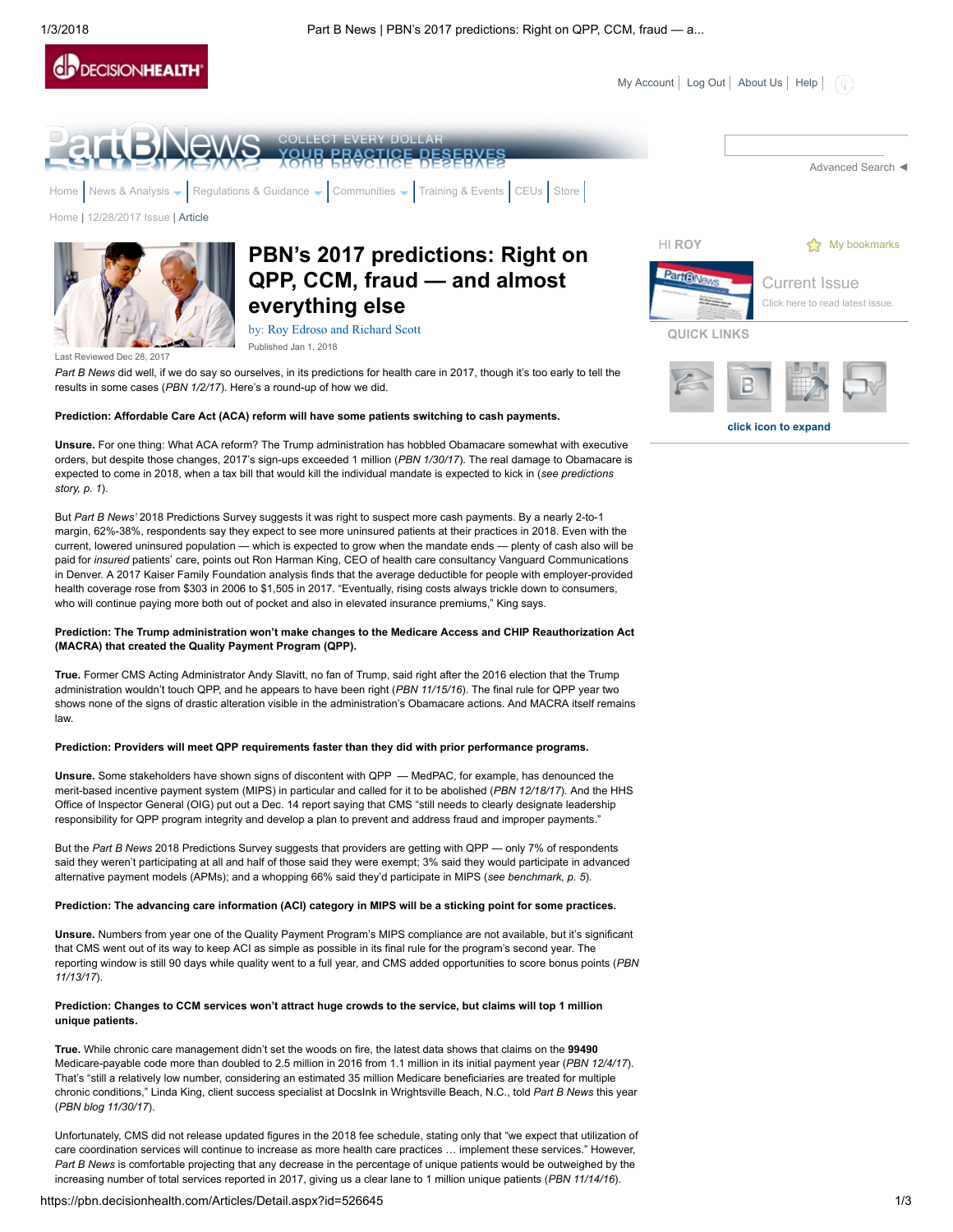# PBN's 2017 predictions: Right on QPP, CCM, fraud — and almost everything else

by: Roy Edroso and Richard Scott

Published Jan 1, 2018

Last Reviewed Dec 28, 2017

*Part B News* did well, if we do say so ourselves, in its predictions for health care in 2017, though it's too early to tell the results in some cases (*PBN 1/2/17*). Here's a round-up of how we did.

**Prediction: Affordable Care Act (ACA) reform will have some patients switching to cash payments.**

**Unsure.** For one thing: What ACA reform? The Trump administration has hobbled Obamacare somewhat with executive orders, but despite those changes, 2017's sign-ups exceeded 1 million (*PBN 1/30/17*). The real damage to Obamacare is expected to come in 2018, when a tax bill that would kill the individual mandate is expected to kick in (*see predictions story, p. 1*).

But *Part B News'* 2018 Predictions Survey suggests it was right to suspect more cash payments. By a nearly 2-to-1 margin, 62%-38%, respondents say they expect to see more uninsured patients at their practices in 2018. Even with the current, lowered uninsured population — which is expected to grow when the mandate ends — plenty of cash also will be paid for *insured* patients' care, points out Ron Harman King, CEO of health care consultancy Vanguard Communications in Denver. A 2017 Kaiser Family Foundation analysis finds that the average deductible for people with employer-provided health coverage rose from $303 in 2006 to $1,505 in 2017. "Eventually, rising costs always trickle down to consumers, who will continue paying more both out of pocket and also in elevated insurance premiums," King says.

**Prediction: The Trump administration won't make changes to the Medicare Access and CHIP Reauthorization Act (MACRA) that created the Quality Payment Program (QPP).**

**True.** Former CMS Acting Administrator Andy Slavitt, no fan of Trump, said right after the 2016 election that the Trump administration wouldn't touch QPP, and he appears to have been right (*PBN 11/15/16*). The final rule for QPP year two shows none of the signs of drastic alteration visible in the administration's Obamacare actions. And MACRA itself remains law.

**Prediction: Providers will meet QPP requirements faster than they did with prior performance programs.**

**Unsure.** Some stakeholders have shown signs of discontent with QPP — MedPAC, for example, has denounced the merit-based incentive payment system (MIPS) in particular and called for it to be abolished (*PBN 12/18/17*). And the HHS Office of Inspector General (OIG) put out a Dec. 14 report saying that CMS "still needs to clearly designate leadership responsibility for QPP program integrity and develop a plan to prevent and address fraud and improper payments."

But the *Part B News* 2018 Predictions Survey suggests that providers are getting with QPP — only 7% of respondents said they weren't participating at all and half of those said they were exempt; 3% said they would participate in advanced alternative payment models (APMs); and a whopping 66% said they'd participate in MIPS (*see benchmark, p. 5*).

**Prediction: The advancing care information (ACI) category in MIPS will be a sticking point for some practices.**

**Unsure.** Numbers from year one of the Quality Payment Program's MIPS compliance are not available, but it's significant that CMS went out of its way to keep ACI as simple as possible in its final rule for the program's second year. The reporting window is still 90 days while quality went to a full year, and CMS added opportunities to score bonus points (*PBN 11/13/17*).

**Prediction: Changes to CCM services won't attract huge crowds to the service, but claims will top 1 million unique patients.**

**True.** While chronic care management didn't set the woods on fire, the latest data shows that claims on the **99490** Medicare-payable code more than doubled to 2.5 million in 2016 from 1.1 million in its initial payment year (*PBN 12/4/17*). That's "still a relatively low number, considering an estimated 35 million Medicare beneficiaries are treated for multiple chronic conditions," Linda King, client success specialist at DocsInk in Wrightsville Beach, N.C., told *Part B News* this year (*PBN blog 11/30/17*).

Unfortunately, CMS did not release updated figures in the 2018 fee schedule, stating only that "we expect that utilization of care coordination services will continue to increase as more health care practices … implement these services." However, *Part B News* is comfortable projecting that any decrease in the percentage of unique patients would be outweighed by the increasing number of total services reported in 2017, giving us a clear lane to 1 million unique patients (*PBN 11/14/16*).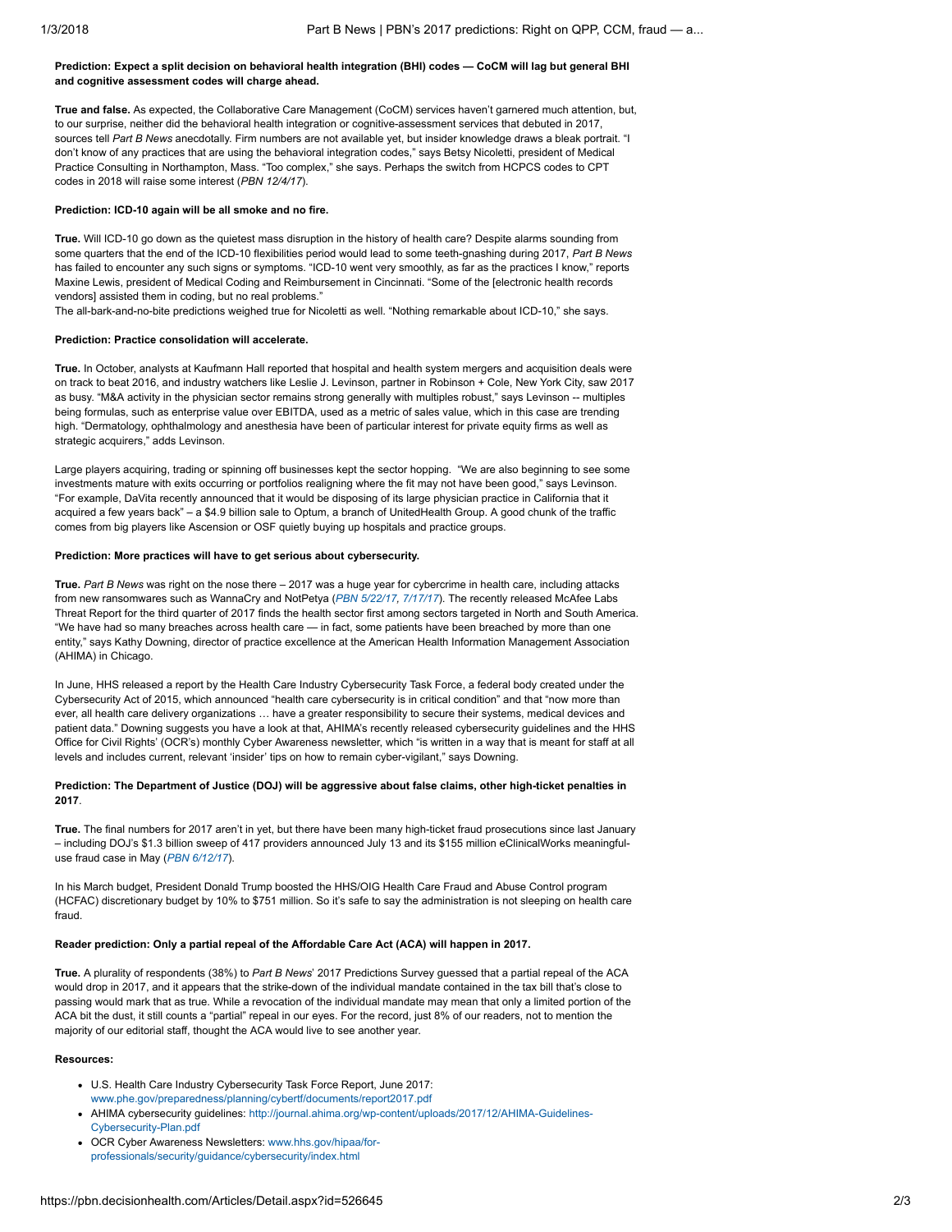**Prediction: Expect a split decision on behavioral health integration (BHI) codes — CoCM will lag but general BHI and cognitive assessment codes will charge ahead.**

**True and false.** As expected, the Collaborative Care Management (CoCM) services haven't garnered much attention, but, to our surprise, neither did the behavioral health integration or cognitive-assessment services that debuted in 2017, sources tell *Part B News* anecdotally. Firm numbers are not available yet, but insider knowledge draws a bleak portrait. "I don't know of any practices that are using the behavioral integration codes," says Betsy Nicoletti, president of Medical Practice Consulting in Northampton, Mass. "Too complex," she says. Perhaps the switch from HCPCS codes to CPT codes in 2018 will raise some interest (*PBN 12/4/17*).

**Prediction: ICD-10 again will be all smoke and no fire.**

**True.** Will ICD-10 go down as the quietest mass disruption in the history of health care? Despite alarms sounding from some quarters that the end of the ICD-10 flexibilities period would lead to some teeth-gnashing during 2017, *Part B News* has failed to encounter any such signs or symptoms. "ICD-10 went very smoothly, as far as the practices I know," reports Maxine Lewis, president of Medical Coding and Reimbursement in Cincinnati. "Some of the [electronic health records vendors] assisted them in coding, but no real problems."
The all-bark-and-no-bite predictions weighed true for Nicoletti as well. "Nothing remarkable about ICD-10," she says.

**Prediction: Practice consolidation will accelerate.**

**True.** In October, analysts at Kaufmann Hall reported that hospital and health system mergers and acquisition deals were on track to beat 2016, and industry watchers like Leslie J. Levinson, partner in Robinson + Cole, New York City, saw 2017 as busy. "M&A activity in the physician sector remains strong generally with multiples robust," says Levinson -- multiples being formulas, such as enterprise value over EBITDA, used as a metric of sales value, which in this case are trending high. "Dermatology, ophthalmology and anesthesia have been of particular interest for private equity firms as well as strategic acquirers," adds Levinson.

Large players acquiring, trading or spinning off businesses kept the sector hopping. "We are also beginning to see some investments mature with exits occurring or portfolios realigning where the fit may not have been good," says Levinson. "For example, DaVita recently announced that it would be disposing of its large physician practice in California that it acquired a few years back" – a $4.9 billion sale to Optum, a branch of UnitedHealth Group. A good chunk of the traffic comes from big players like Ascension or OSF quietly buying up hospitals and practice groups.

**Prediction: More practices will have to get serious about cybersecurity.**

**True.** *Part B News* was right on the nose there – 2017 was a huge year for cybercrime in health care, including attacks from new ransomwares such as WannaCry and NotPetya (*PBN 5/22/17, 7/17/17*). The recently released McAfee Labs Threat Report for the third quarter of 2017 finds the health sector first among sectors targeted in North and South America. "We have had so many breaches across health care — in fact, some patients have been breached by more than one entity," says Kathy Downing, director of practice excellence at the American Health Information Management Association (AHIMA) in Chicago.

In June, HHS released a report by the Health Care Industry Cybersecurity Task Force, a federal body created under the Cybersecurity Act of 2015, which announced "health care cybersecurity is in critical condition" and that "now more than ever, all health care delivery organizations … have a greater responsibility to secure their systems, medical devices and patient data." Downing suggests you have a look at that, AHIMA's recently released cybersecurity guidelines and the HHS Office for Civil Rights' (OCR's) monthly Cyber Awareness newsletter, which "is written in a way that is meant for staff at all levels and includes current, relevant 'insider' tips on how to remain cyber-vigilant," says Downing.

**Prediction: The Department of Justice (DOJ) will be aggressive about false claims, other high-ticket penalties in 2017**.

**True.** The final numbers for 2017 aren't in yet, but there have been many high-ticket fraud prosecutions since last January – including DOJ's $1.3 billion sweep of 417 providers announced July 13 and its $155 million eClinicalWorks meaningful-use fraud case in May (*PBN 6/12/17*).

In his March budget, President Donald Trump boosted the HHS/OIG Health Care Fraud and Abuse Control program (HCFAC) discretionary budget by 10% to $751 million. So it's safe to say the administration is not sleeping on health care fraud.

**Reader prediction: Only a partial repeal of the Affordable Care Act (ACA) will happen in 2017.**

**True.** A plurality of respondents (38%) to *Part B News*' 2017 Predictions Survey guessed that a partial repeal of the ACA would drop in 2017, and it appears that the strike-down of the individual mandate contained in the tax bill that's close to passing would mark that as true. While a revocation of the individual mandate may mean that only a limited portion of the ACA bit the dust, it still counts a "partial" repeal in our eyes. For the record, just 8% of our readers, not to mention the majority of our editorial staff, thought the ACA would live to see another year.

**Resources:**

- U.S. Health Care Industry Cybersecurity Task Force Report, June 2017: www.phe.gov/preparedness/planning/cybertf/documents/report2017.pdf
- AHIMA cybersecurity guidelines: http://journal.ahima.org/wp-content/uploads/2017/12/AHIMA-Guidelines-Cybersecurity-Plan.pdf
- OCR Cyber Awareness Newsletters: www.hhs.gov/hipaa/for-professionals/security/guidance/cybersecurity/index.html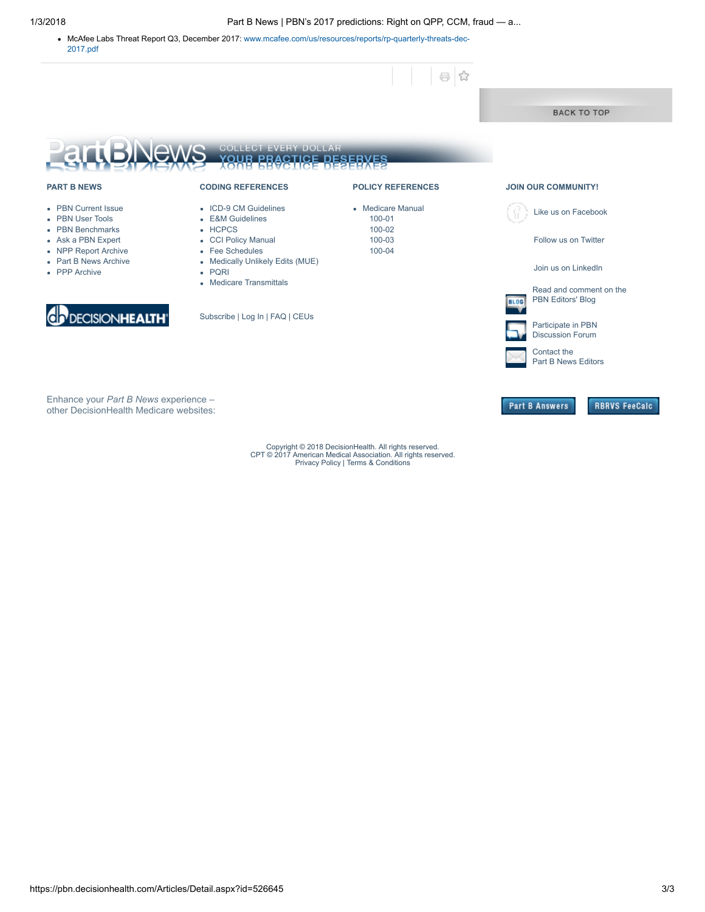- McAfee Labs Threat Report Q3, December 2017: www.mcafee.com/us/resources/reports/rp-quarterly-threats-dec-2017.pdf

BACK TO TOP

Part B News — COLLECT EVERY DOLLAR YOUR PRACTICE DESERVES

**PART B NEWS**

- PBN Current Issue
- PBN User Tools
- PBN Benchmarks
- Ask a PBN Expert
- NPP Report Archive
- Part B News Archive
- PPP Archive

**CODING REFERENCES**

- ICD-9 CM Guidelines
- E&M Guidelines
- HCPCS
- CCI Policy Manual
- Fee Schedules
- Medically Unlikely Edits (MUE)
- PQRI
- Medicare Transmittals

**POLICY REFERENCES**

- Medicare Manual
  - 100-01
  - 100-02
  - 100-03
  - 100-04

**JOIN OUR COMMUNITY!**

- Like us on Facebook
- Follow us on Twitter
- Join us on LinkedIn
- Read and comment on the PBN Editors' Blog
- Participate in PBN Discussion Forum
- Contact the Part B News Editors

DECISIONHEALTH

Subscribe | Log In | FAQ | CEUs

Enhance your *Part B News* experience – other DecisionHealth Medicare websites:

Part B Answers | RBRVS FeeCalc

Copyright © 2018 DecisionHealth. All rights reserved.
CPT © 2017 American Medical Association. All rights reserved.
Privacy Policy | Terms & Conditions